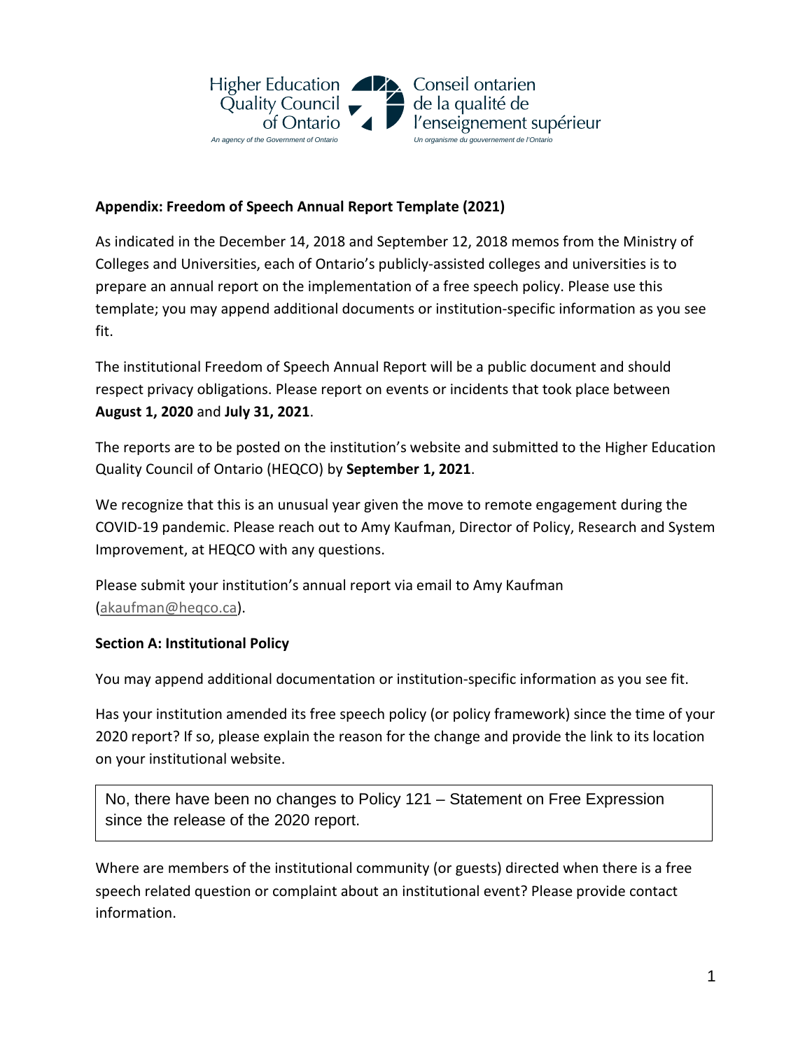Higher Education Quality Council of Ontario
*An agency of the Government of Ontario*

Conseil ontarien de la qualité de l'enseignement supérieur
*Un organisme du gouvernement de l'Ontario*

**Appendix: Freedom of Speech Annual Report Template (2021)**

As indicated in the December 14, 2018 and September 12, 2018 memos from the Ministry of Colleges and Universities, each of Ontario's publicly-assisted colleges and universities is to prepare an annual report on the implementation of a free speech policy. Please use this template; you may append additional documents or institution-specific information as you see fit.

The institutional Freedom of Speech Annual Report will be a public document and should respect privacy obligations. Please report on events or incidents that took place between **August 1, 2020** and **July 31, 2021**.

The reports are to be posted on the institution's website and submitted to the Higher Education Quality Council of Ontario (HEQCO) by **September 1, 2021**.

We recognize that this is an unusual year given the move to remote engagement during the COVID-19 pandemic. Please reach out to Amy Kaufman, Director of Policy, Research and System Improvement, at HEQCO with any questions.

Please submit your institution's annual report via email to Amy Kaufman (akaufman@heqco.ca).

**Section A: Institutional Policy**

You may append additional documentation or institution-specific information as you see fit.

Has your institution amended its free speech policy (or policy framework) since the time of your 2020 report? If so, please explain the reason for the change and provide the link to its location on your institutional website.

> No, there have been no changes to Policy 121 – Statement on Free Expression since the release of the 2020 report.

Where are members of the institutional community (or guests) directed when there is a free speech related question or complaint about an institutional event? Please provide contact information.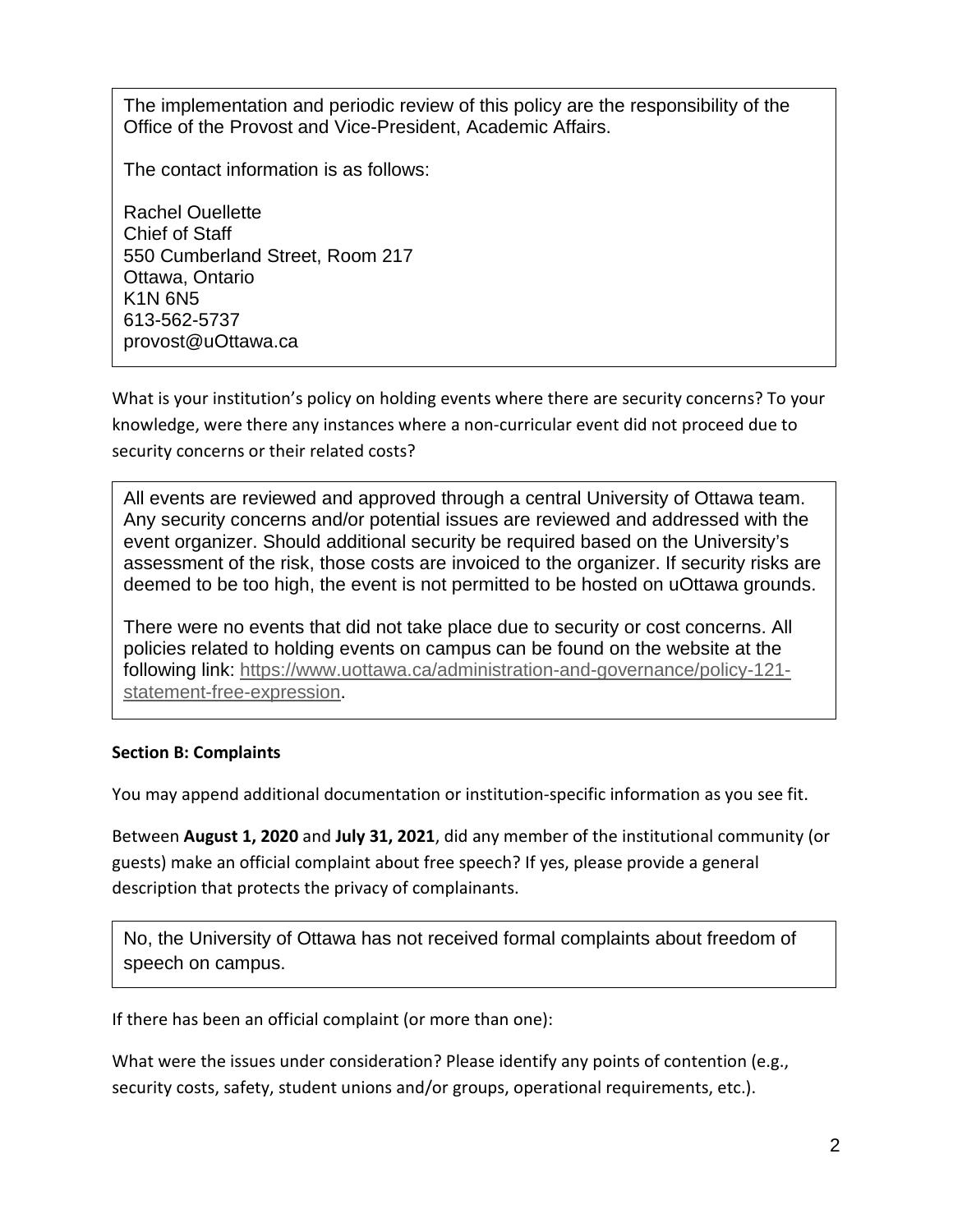The implementation and periodic review of this policy are the responsibility of the Office of the Provost and Vice-President, Academic Affairs.

The contact information is as follows:

Rachel Ouellette
Chief of Staff
550 Cumberland Street, Room 217
Ottawa, Ontario
K1N 6N5
613-562-5737
provost@uOttawa.ca

What is your institution's policy on holding events where there are security concerns? To your knowledge, were there any instances where a non-curricular event did not proceed due to security concerns or their related costs?

All events are reviewed and approved through a central University of Ottawa team. Any security concerns and/or potential issues are reviewed and addressed with the event organizer. Should additional security be required based on the University's assessment of the risk, those costs are invoiced to the organizer. If security risks are deemed to be too high, the event is not permitted to be hosted on uOttawa grounds.

There were no events that did not take place due to security or cost concerns. All policies related to holding events on campus can be found on the website at the following link: https://www.uottawa.ca/administration-and-governance/policy-121-statement-free-expression.

**Section B: Complaints**

You may append additional documentation or institution-specific information as you see fit.

Between **August 1, 2020** and **July 31, 2021**, did any member of the institutional community (or guests) make an official complaint about free speech? If yes, please provide a general description that protects the privacy of complainants.

No, the University of Ottawa has not received formal complaints about freedom of speech on campus.

If there has been an official complaint (or more than one):

What were the issues under consideration? Please identify any points of contention (e.g., security costs, safety, student unions and/or groups, operational requirements, etc.).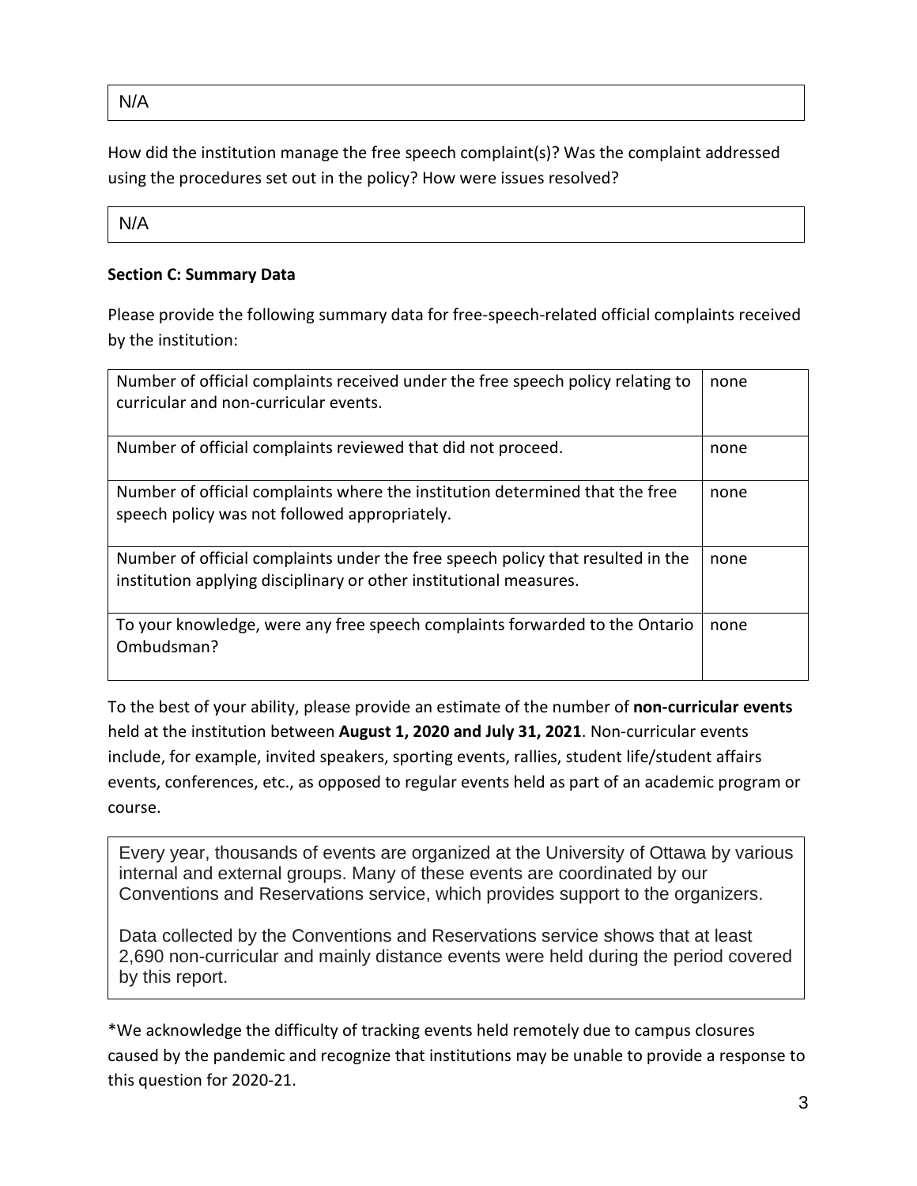N/A

How did the institution manage the free speech complaint(s)? Was the complaint addressed using the procedures set out in the policy? How were issues resolved?

N/A

**Section C: Summary Data**

Please provide the following summary data for free-speech-related official complaints received by the institution:

| | |
|---|---|
| Number of official complaints received under the free speech policy relating to curricular and non-curricular events. | none |
| Number of official complaints reviewed that did not proceed. | none |
| Number of official complaints where the institution determined that the free speech policy was not followed appropriately. | none |
| Number of official complaints under the free speech policy that resulted in the institution applying disciplinary or other institutional measures. | none |
| To your knowledge, were any free speech complaints forwarded to the Ontario Ombudsman? | none |

To the best of your ability, please provide an estimate of the number of **non-curricular events** held at the institution between **August 1, 2020 and July 31, 2021**. Non-curricular events include, for example, invited speakers, sporting events, rallies, student life/student affairs events, conferences, etc., as opposed to regular events held as part of an academic program or course.

Every year, thousands of events are organized at the University of Ottawa by various internal and external groups. Many of these events are coordinated by our Conventions and Reservations service, which provides support to the organizers.

Data collected by the Conventions and Reservations service shows that at least 2,690 non-curricular and mainly distance events were held during the period covered by this report.

*We acknowledge the difficulty of tracking events held remotely due to campus closures caused by the pandemic and recognize that institutions may be unable to provide a response to this question for 2020-21.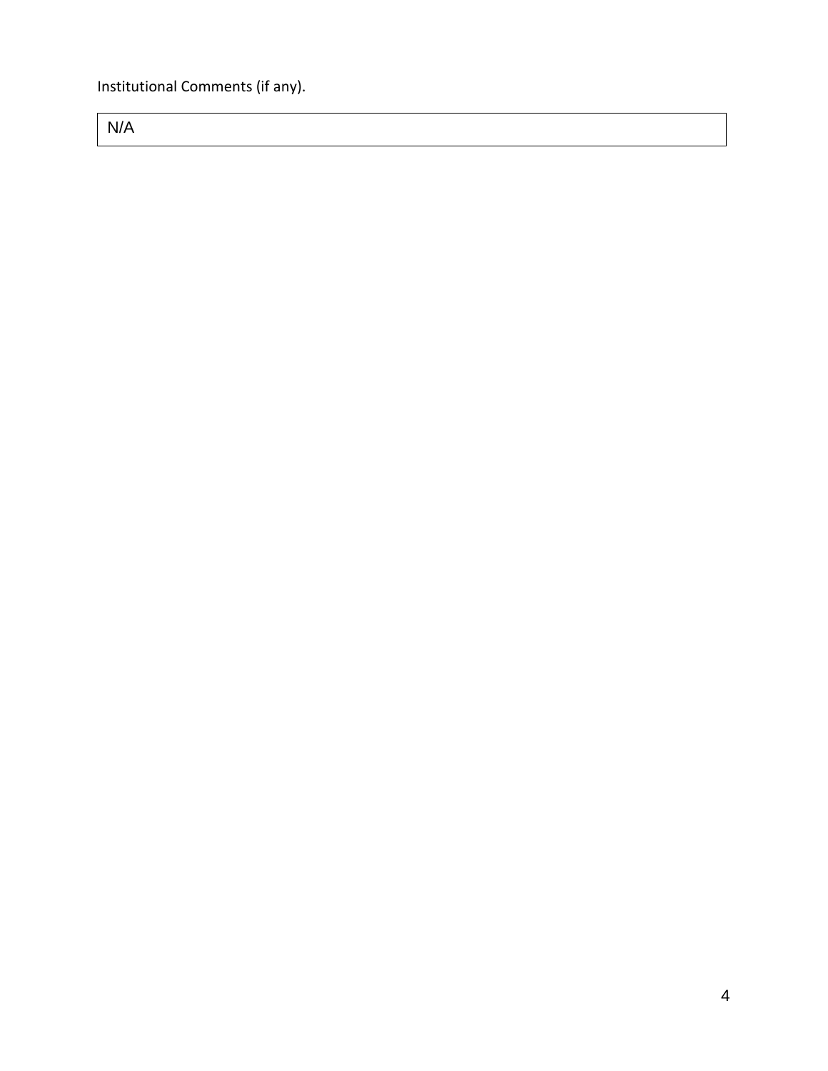Institutional Comments (if any).

| |
|---|
| N/A |